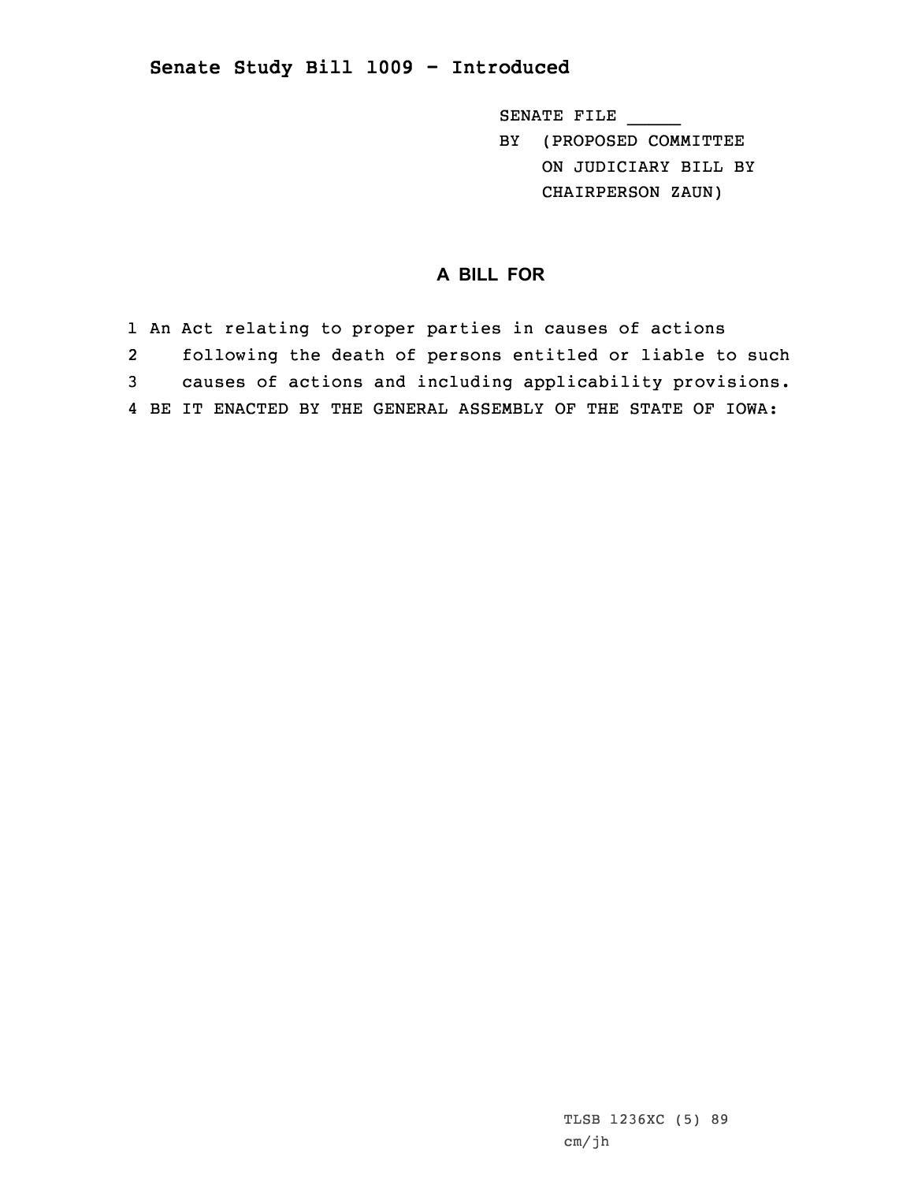## Senate Study Bill 1009 - Introduced

SENATE FILE _____
BY (PROPOSED COMMITTEE ON JUDICIARY BILL BY CHAIRPERSON ZAUN)

### A BILL FOR

1 An Act relating to proper parties in causes of actions
2 following the death of persons entitled or liable to such
3 causes of actions and including applicability provisions.
4 BE IT ENACTED BY THE GENERAL ASSEMBLY OF THE STATE OF IOWA:

TLSB 1236XC (5) 89
cm/jh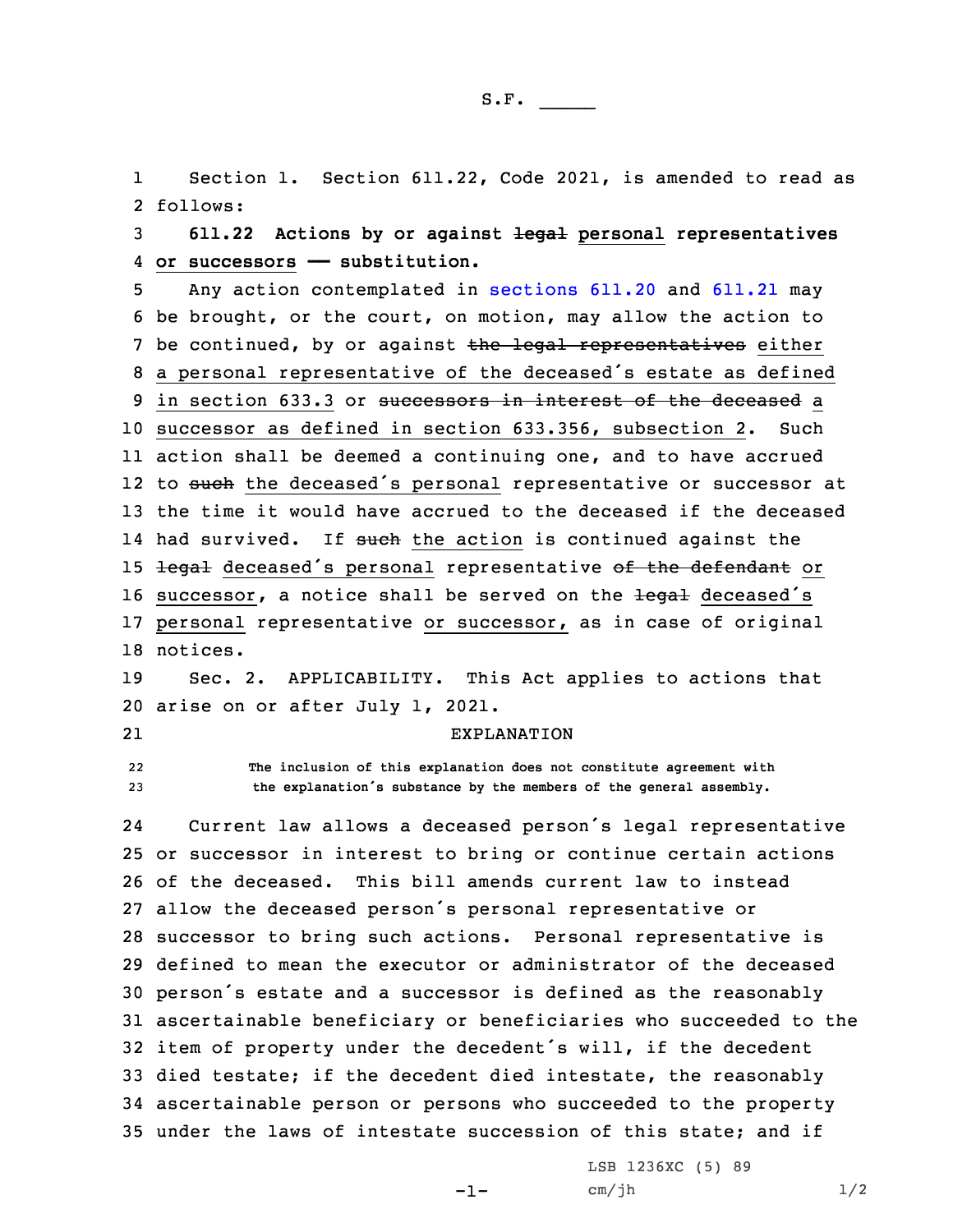Section 1. Section 611.22, Code 2021, is amended to read as follows:

**611.22 Actions by or against ~~legal~~ personal representatives or successors —— substitution.**

Any action contemplated in sections 611.20 and 611.21 may be brought, or the court, on motion, may allow the action to be continued, by or against ~~the legal representatives~~ either a personal representative of the deceased's estate as defined in section 633.3 or ~~successors in interest of the deceased~~ a successor as defined in section 633.356, subsection 2. Such action shall be deemed a continuing one, and to have accrued to ~~such~~ the deceased's personal representative or successor at the time it would have accrued to the deceased if the deceased had survived. If ~~such~~ the action is continued against the ~~legal~~ deceased's personal representative ~~of the defendant~~ or successor, a notice shall be served on the ~~legal~~ deceased's personal representative or successor, as in case of original notices.

Sec. 2. APPLICABILITY. This Act applies to actions that arise on or after July 1, 2021.

EXPLANATION

The inclusion of this explanation does not constitute agreement with the explanation's substance by the members of the general assembly.

Current law allows a deceased person's legal representative or successor in interest to bring or continue certain actions of the deceased. This bill amends current law to instead allow the deceased person's personal representative or successor to bring such actions. Personal representative is defined to mean the executor or administrator of the deceased person's estate and a successor is defined as the reasonably ascertainable beneficiary or beneficiaries who succeeded to the item of property under the decedent's will, if the decedent died testate; if the decedent died intestate, the reasonably ascertainable person or persons who succeeded to the property under the laws of intestate succession of this state; and if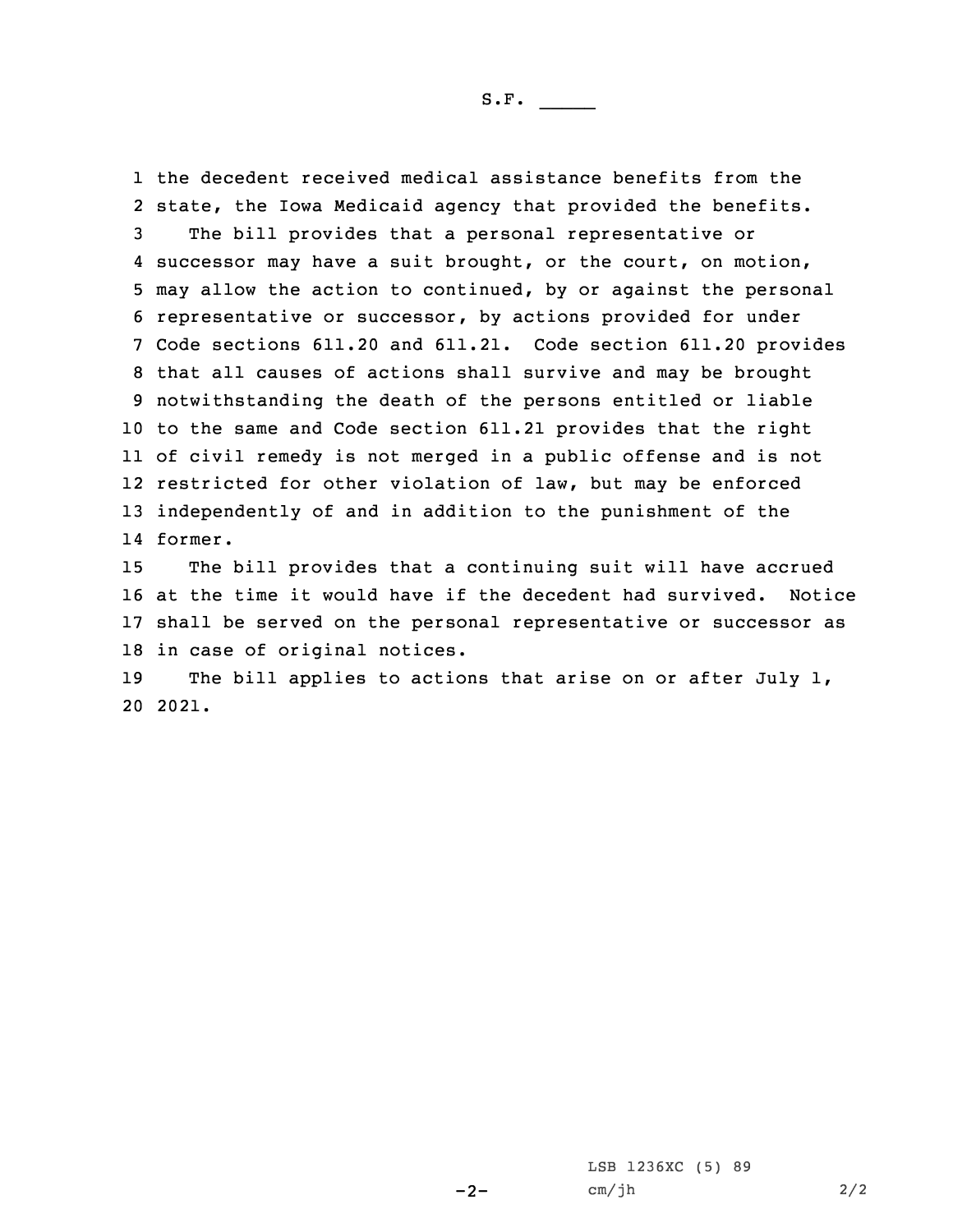the decedent received medical assistance benefits from the state, the Iowa Medicaid agency that provided the benefits.

The bill provides that a personal representative or successor may have a suit brought, or the court, on motion, may allow the action to continued, by or against the personal representative or successor, by actions provided for under Code sections 611.20 and 611.21. Code section 611.20 provides that all causes of actions shall survive and may be brought notwithstanding the death of the persons entitled or liable to the same and Code section 611.21 provides that the right of civil remedy is not merged in a public offense and is not restricted for other violation of law, but may be enforced independently of and in addition to the punishment of the former.

The bill provides that a continuing suit will have accrued at the time it would have if the decedent had survived. Notice shall be served on the personal representative or successor as in case of original notices.

The bill applies to actions that arise on or after July 1, 2021.